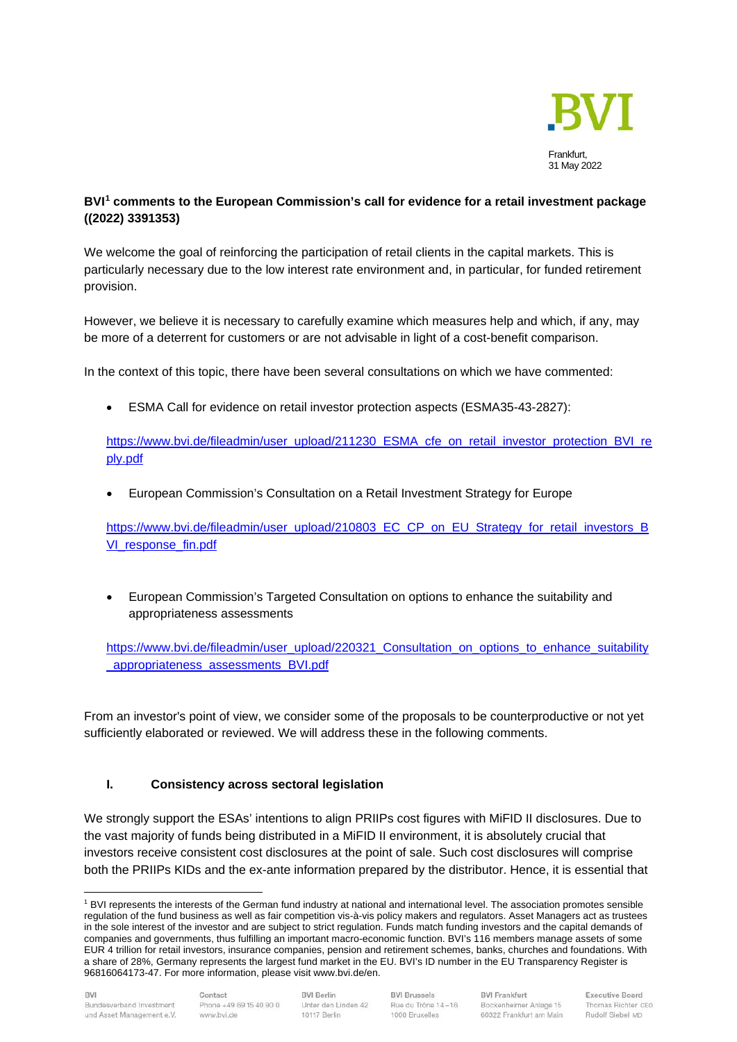Frankfurt,
31 May 2022

**BVI[1] comments to the European Commission's call for evidence for a retail investment package ((2022) 3391353)**

We welcome the goal of reinforcing the participation of retail clients in the capital markets. This is particularly necessary due to the low interest rate environment and, in particular, for funded retirement provision.

However, we believe it is necessary to carefully examine which measures help and which, if any, may be more of a deterrent for customers or are not advisable in light of a cost-benefit comparison.

In the context of this topic, there have been several consultations on which we have commented:

- ESMA Call for evidence on retail investor protection aspects (ESMA35-43-2827):

  https://www.bvi.de/fileadmin/user_upload/211230_ESMA_cfe_on_retail_investor_protection_BVI_reply.pdf

- European Commission's Consultation on a Retail Investment Strategy for Europe

  https://www.bvi.de/fileadmin/user_upload/210803_EC_CP_on_EU_Strategy_for_retail_investors_BVI_response_fin.pdf

- European Commission's Targeted Consultation on options to enhance the suitability and appropriateness assessments

  https://www.bvi.de/fileadmin/user_upload/220321_Consultation_on_options_to_enhance_suitability_appropriateness_assessments_BVI.pdf

From an investor's point of view, we consider some of the proposals to be counterproductive or not yet sufficiently elaborated or reviewed. We will address these in the following comments.

## I. Consistency across sectoral legislation

We strongly support the ESAs' intentions to align PRIIPs cost figures with MiFID II disclosures. Due to the vast majority of funds being distributed in a MiFID II environment, it is absolutely crucial that investors receive consistent cost disclosures at the point of sale. Such cost disclosures will comprise both the PRIIPs KIDs and the ex-ante information prepared by the distributor. Hence, it is essential that

[1] BVI represents the interests of the German fund industry at national and international level. The association promotes sensible regulation of the fund business as well as fair competition vis-à-vis policy makers and regulators. Asset Managers act as trustees in the sole interest of the investor and are subject to strict regulation. Funds match funding investors and the capital demands of companies and governments, thus fulfilling an important macro-economic function. BVI's 116 members manage assets of some EUR 4 trillion for retail investors, insurance companies, pension and retirement schemes, banks, churches and foundations. With a share of 28%, Germany represents the largest fund market in the EU. BVI's ID number in the EU Transparency Register is 96816064173-47. For more information, please visit www.bvi.de/en.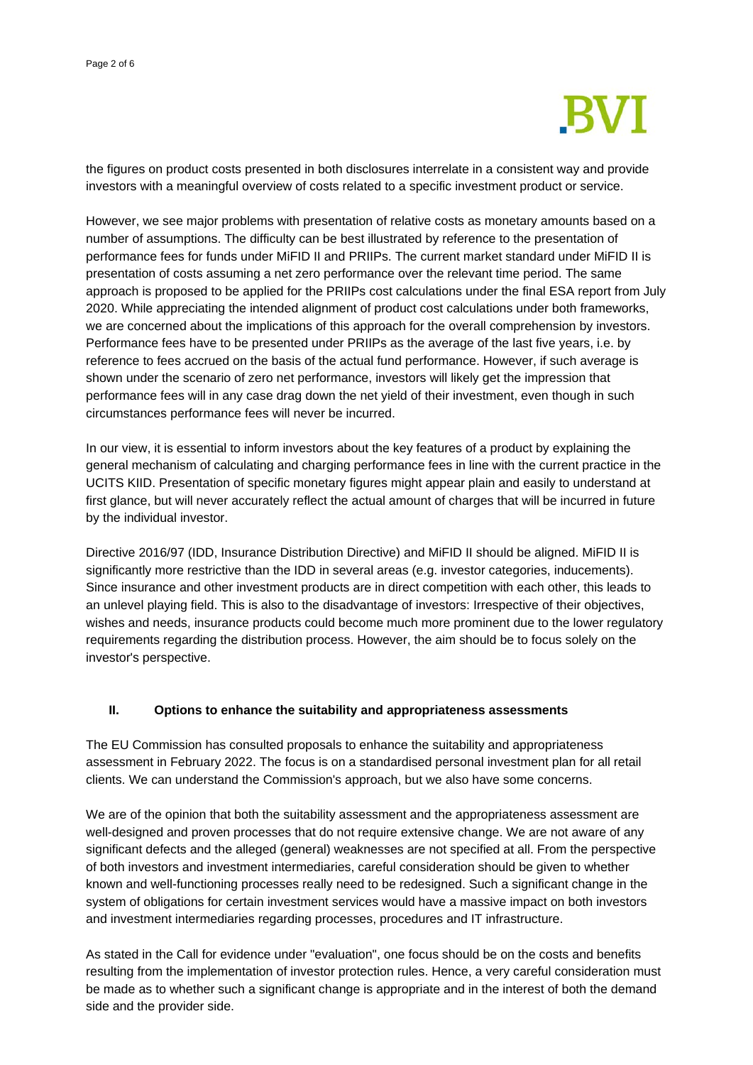the figures on product costs presented in both disclosures interrelate in a consistent way and provide investors with a meaningful overview of costs related to a specific investment product or service.

However, we see major problems with presentation of relative costs as monetary amounts based on a number of assumptions. The difficulty can be best illustrated by reference to the presentation of performance fees for funds under MiFID II and PRIIPs. The current market standard under MiFID II is presentation of costs assuming a net zero performance over the relevant time period. The same approach is proposed to be applied for the PRIIPs cost calculations under the final ESA report from July 2020. While appreciating the intended alignment of product cost calculations under both frameworks, we are concerned about the implications of this approach for the overall comprehension by investors. Performance fees have to be presented under PRIIPs as the average of the last five years, i.e. by reference to fees accrued on the basis of the actual fund performance. However, if such average is shown under the scenario of zero net performance, investors will likely get the impression that performance fees will in any case drag down the net yield of their investment, even though in such circumstances performance fees will never be incurred.

In our view, it is essential to inform investors about the key features of a product by explaining the general mechanism of calculating and charging performance fees in line with the current practice in the UCITS KIID. Presentation of specific monetary figures might appear plain and easily to understand at first glance, but will never accurately reflect the actual amount of charges that will be incurred in future by the individual investor.

Directive 2016/97 (IDD, Insurance Distribution Directive) and MiFID II should be aligned. MiFID II is significantly more restrictive than the IDD in several areas (e.g. investor categories, inducements). Since insurance and other investment products are in direct competition with each other, this leads to an unlevel playing field. This is also to the disadvantage of investors: Irrespective of their objectives, wishes and needs, insurance products could become much more prominent due to the lower regulatory requirements regarding the distribution process. However, the aim should be to focus solely on the investor's perspective.

## II. Options to enhance the suitability and appropriateness assessments

The EU Commission has consulted proposals to enhance the suitability and appropriateness assessment in February 2022. The focus is on a standardised personal investment plan for all retail clients. We can understand the Commission's approach, but we also have some concerns.

We are of the opinion that both the suitability assessment and the appropriateness assessment are well-designed and proven processes that do not require extensive change. We are not aware of any significant defects and the alleged (general) weaknesses are not specified at all. From the perspective of both investors and investment intermediaries, careful consideration should be given to whether known and well-functioning processes really need to be redesigned. Such a significant change in the system of obligations for certain investment services would have a massive impact on both investors and investment intermediaries regarding processes, procedures and IT infrastructure.

As stated in the Call for evidence under "evaluation", one focus should be on the costs and benefits resulting from the implementation of investor protection rules. Hence, a very careful consideration must be made as to whether such a significant change is appropriate and in the interest of both the demand side and the provider side.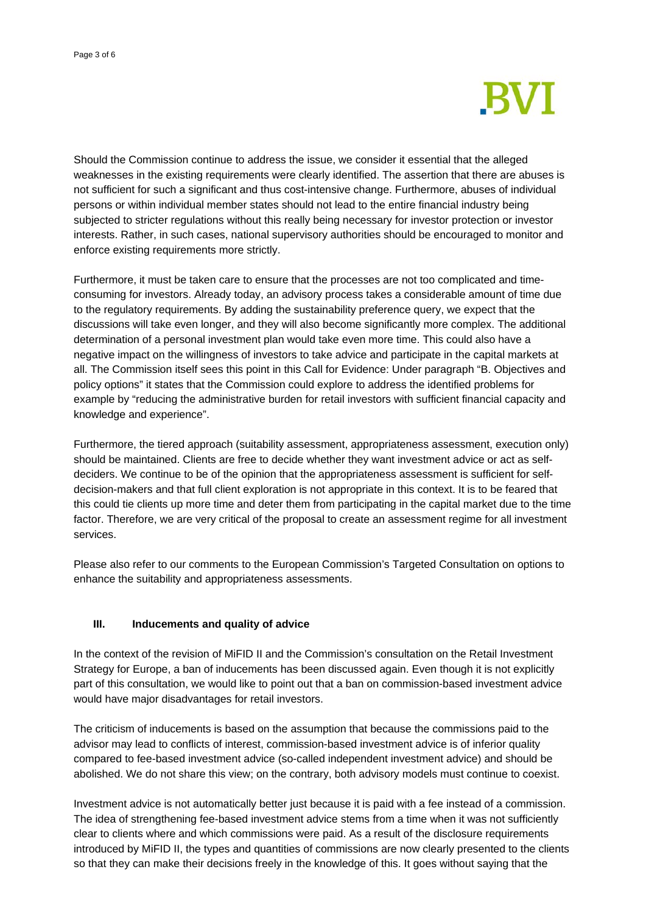Should the Commission continue to address the issue, we consider it essential that the alleged weaknesses in the existing requirements were clearly identified. The assertion that there are abuses is not sufficient for such a significant and thus cost-intensive change. Furthermore, abuses of individual persons or within individual member states should not lead to the entire financial industry being subjected to stricter regulations without this really being necessary for investor protection or investor interests. Rather, in such cases, national supervisory authorities should be encouraged to monitor and enforce existing requirements more strictly.

Furthermore, it must be taken care to ensure that the processes are not too complicated and time-consuming for investors. Already today, an advisory process takes a considerable amount of time due to the regulatory requirements. By adding the sustainability preference query, we expect that the discussions will take even longer, and they will also become significantly more complex. The additional determination of a personal investment plan would take even more time. This could also have a negative impact on the willingness of investors to take advice and participate in the capital markets at all. The Commission itself sees this point in this Call for Evidence: Under paragraph "B. Objectives and policy options" it states that the Commission could explore to address the identified problems for example by "reducing the administrative burden for retail investors with sufficient financial capacity and knowledge and experience".

Furthermore, the tiered approach (suitability assessment, appropriateness assessment, execution only) should be maintained. Clients are free to decide whether they want investment advice or act as self-deciders. We continue to be of the opinion that the appropriateness assessment is sufficient for self-decision-makers and that full client exploration is not appropriate in this context. It is to be feared that this could tie clients up more time and deter them from participating in the capital market due to the time factor. Therefore, we are very critical of the proposal to create an assessment regime for all investment services.

Please also refer to our comments to the European Commission's Targeted Consultation on options to enhance the suitability and appropriateness assessments.

### III. Inducements and quality of advice

In the context of the revision of MiFID II and the Commission's consultation on the Retail Investment Strategy for Europe, a ban of inducements has been discussed again. Even though it is not explicitly part of this consultation, we would like to point out that a ban on commission-based investment advice would have major disadvantages for retail investors.

The criticism of inducements is based on the assumption that because the commissions paid to the advisor may lead to conflicts of interest, commission-based investment advice is of inferior quality compared to fee-based investment advice (so-called independent investment advice) and should be abolished. We do not share this view; on the contrary, both advisory models must continue to coexist.

Investment advice is not automatically better just because it is paid with a fee instead of a commission. The idea of strengthening fee-based investment advice stems from a time when it was not sufficiently clear to clients where and which commissions were paid. As a result of the disclosure requirements introduced by MiFID II, the types and quantities of commissions are now clearly presented to the clients so that they can make their decisions freely in the knowledge of this. It goes without saying that the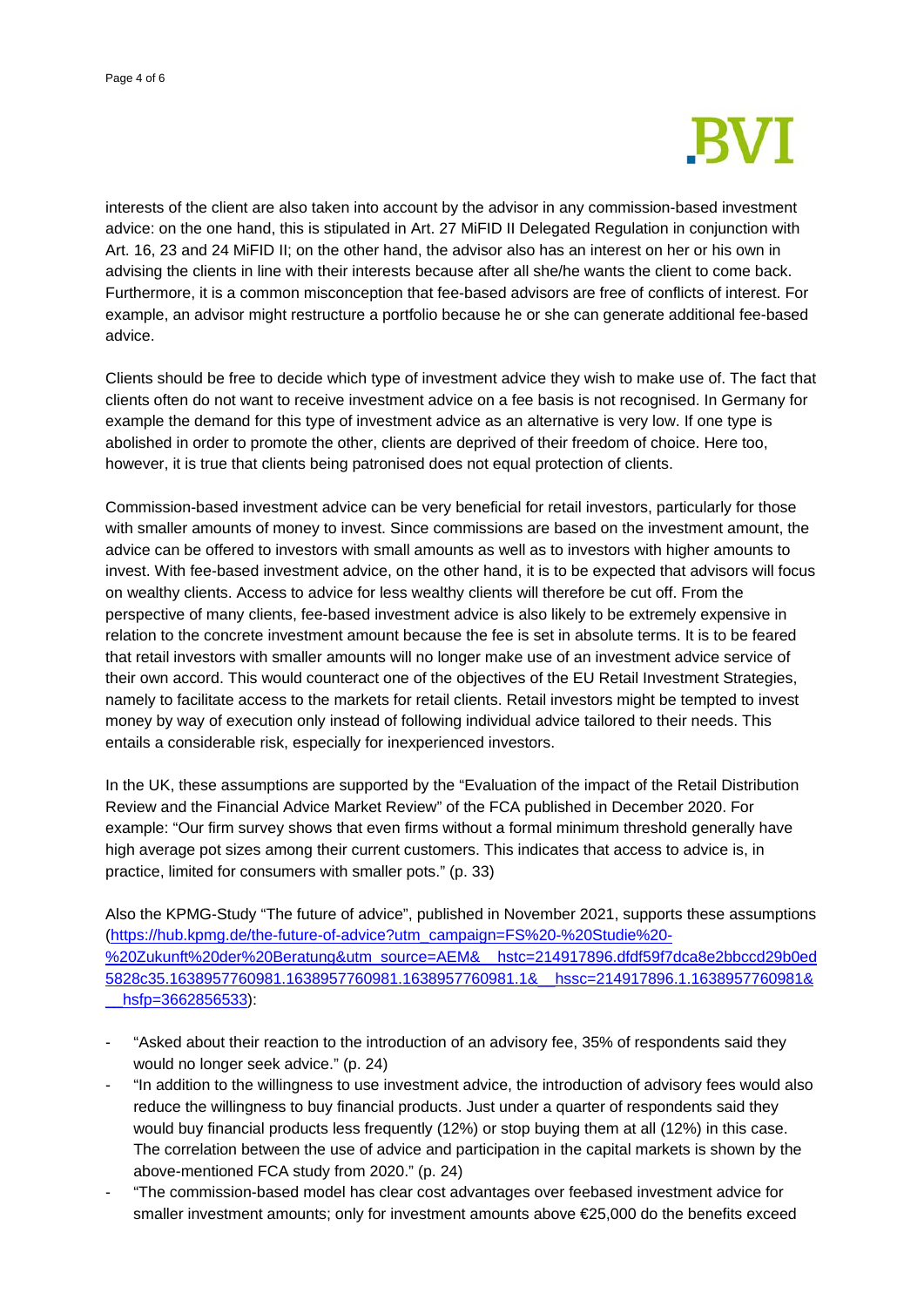interests of the client are also taken into account by the advisor in any commission-based investment advice: on the one hand, this is stipulated in Art. 27 MiFID II Delegated Regulation in conjunction with Art. 16, 23 and 24 MiFID II; on the other hand, the advisor also has an interest on her or his own in advising the clients in line with their interests because after all she/he wants the client to come back. Furthermore, it is a common misconception that fee-based advisors are free of conflicts of interest. For example, an advisor might restructure a portfolio because he or she can generate additional fee-based advice.

Clients should be free to decide which type of investment advice they wish to make use of. The fact that clients often do not want to receive investment advice on a fee basis is not recognised. In Germany for example the demand for this type of investment advice as an alternative is very low. If one type is abolished in order to promote the other, clients are deprived of their freedom of choice. Here too, however, it is true that clients being patronised does not equal protection of clients.

Commission-based investment advice can be very beneficial for retail investors, particularly for those with smaller amounts of money to invest. Since commissions are based on the investment amount, the advice can be offered to investors with small amounts as well as to investors with higher amounts to invest. With fee-based investment advice, on the other hand, it is to be expected that advisors will focus on wealthy clients. Access to advice for less wealthy clients will therefore be cut off. From the perspective of many clients, fee-based investment advice is also likely to be extremely expensive in relation to the concrete investment amount because the fee is set in absolute terms. It is to be feared that retail investors with smaller amounts will no longer make use of an investment advice service of their own accord. This would counteract one of the objectives of the EU Retail Investment Strategies, namely to facilitate access to the markets for retail clients. Retail investors might be tempted to invest money by way of execution only instead of following individual advice tailored to their needs. This entails a considerable risk, especially for inexperienced investors.

In the UK, these assumptions are supported by the "Evaluation of the impact of the Retail Distribution Review and the Financial Advice Market Review" of the FCA published in December 2020. For example: "Our firm survey shows that even firms without a formal minimum threshold generally have high average pot sizes among their current customers. This indicates that access to advice is, in practice, limited for consumers with smaller pots." (p. 33)

Also the KPMG-Study "The future of advice", published in November 2021, supports these assumptions (https://hub.kpmg.de/the-future-of-advice?utm_campaign=FS%20-%20Studie%20-%20Zukunft%20der%20Beratung&utm_source=AEM&__hstc=214917896.dfdf59f7dca8e2bbccd29b0ed5828c35.1638957760981.1638957760981.1638957760981.1&__hssc=214917896.1.1638957760981&__hsfp=3662856533):

- "Asked about their reaction to the introduction of an advisory fee, 35% of respondents said they would no longer seek advice." (p. 24)
- "In addition to the willingness to use investment advice, the introduction of advisory fees would also reduce the willingness to buy financial products. Just under a quarter of respondents said they would buy financial products less frequently (12%) or stop buying them at all (12%) in this case. The correlation between the use of advice and participation in the capital markets is shown by the above-mentioned FCA study from 2020." (p. 24)
- "The commission-based model has clear cost advantages over feebased investment advice for smaller investment amounts; only for investment amounts above €25,000 do the benefits exceed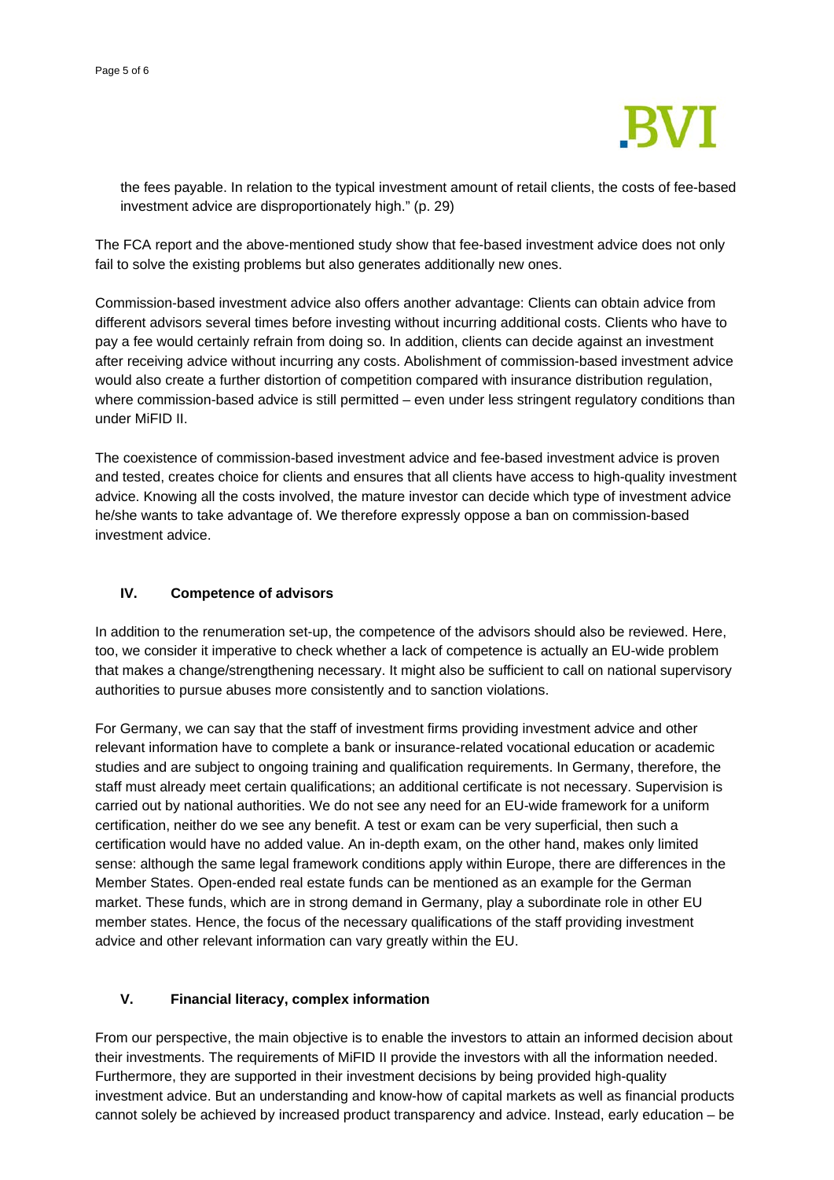the fees payable. In relation to the typical investment amount of retail clients, the costs of fee-based investment advice are disproportionately high." (p. 29)

The FCA report and the above-mentioned study show that fee-based investment advice does not only fail to solve the existing problems but also generates additionally new ones.

Commission-based investment advice also offers another advantage: Clients can obtain advice from different advisors several times before investing without incurring additional costs. Clients who have to pay a fee would certainly refrain from doing so. In addition, clients can decide against an investment after receiving advice without incurring any costs. Abolishment of commission-based investment advice would also create a further distortion of competition compared with insurance distribution regulation, where commission-based advice is still permitted – even under less stringent regulatory conditions than under MiFID II.

The coexistence of commission-based investment advice and fee-based investment advice is proven and tested, creates choice for clients and ensures that all clients have access to high-quality investment advice. Knowing all the costs involved, the mature investor can decide which type of investment advice he/she wants to take advantage of. We therefore expressly oppose a ban on commission-based investment advice.

## IV. Competence of advisors

In addition to the renumeration set-up, the competence of the advisors should also be reviewed. Here, too, we consider it imperative to check whether a lack of competence is actually an EU-wide problem that makes a change/strengthening necessary. It might also be sufficient to call on national supervisory authorities to pursue abuses more consistently and to sanction violations.

For Germany, we can say that the staff of investment firms providing investment advice and other relevant information have to complete a bank or insurance-related vocational education or academic studies and are subject to ongoing training and qualification requirements. In Germany, therefore, the staff must already meet certain qualifications; an additional certificate is not necessary. Supervision is carried out by national authorities. We do not see any need for an EU-wide framework for a uniform certification, neither do we see any benefit. A test or exam can be very superficial, then such a certification would have no added value. An in-depth exam, on the other hand, makes only limited sense: although the same legal framework conditions apply within Europe, there are differences in the Member States. Open-ended real estate funds can be mentioned as an example for the German market. These funds, which are in strong demand in Germany, play a subordinate role in other EU member states. Hence, the focus of the necessary qualifications of the staff providing investment advice and other relevant information can vary greatly within the EU.

## V. Financial literacy, complex information

From our perspective, the main objective is to enable the investors to attain an informed decision about their investments. The requirements of MiFID II provide the investors with all the information needed. Furthermore, they are supported in their investment decisions by being provided high-quality investment advice. But an understanding and know-how of capital markets as well as financial products cannot solely be achieved by increased product transparency and advice. Instead, early education – be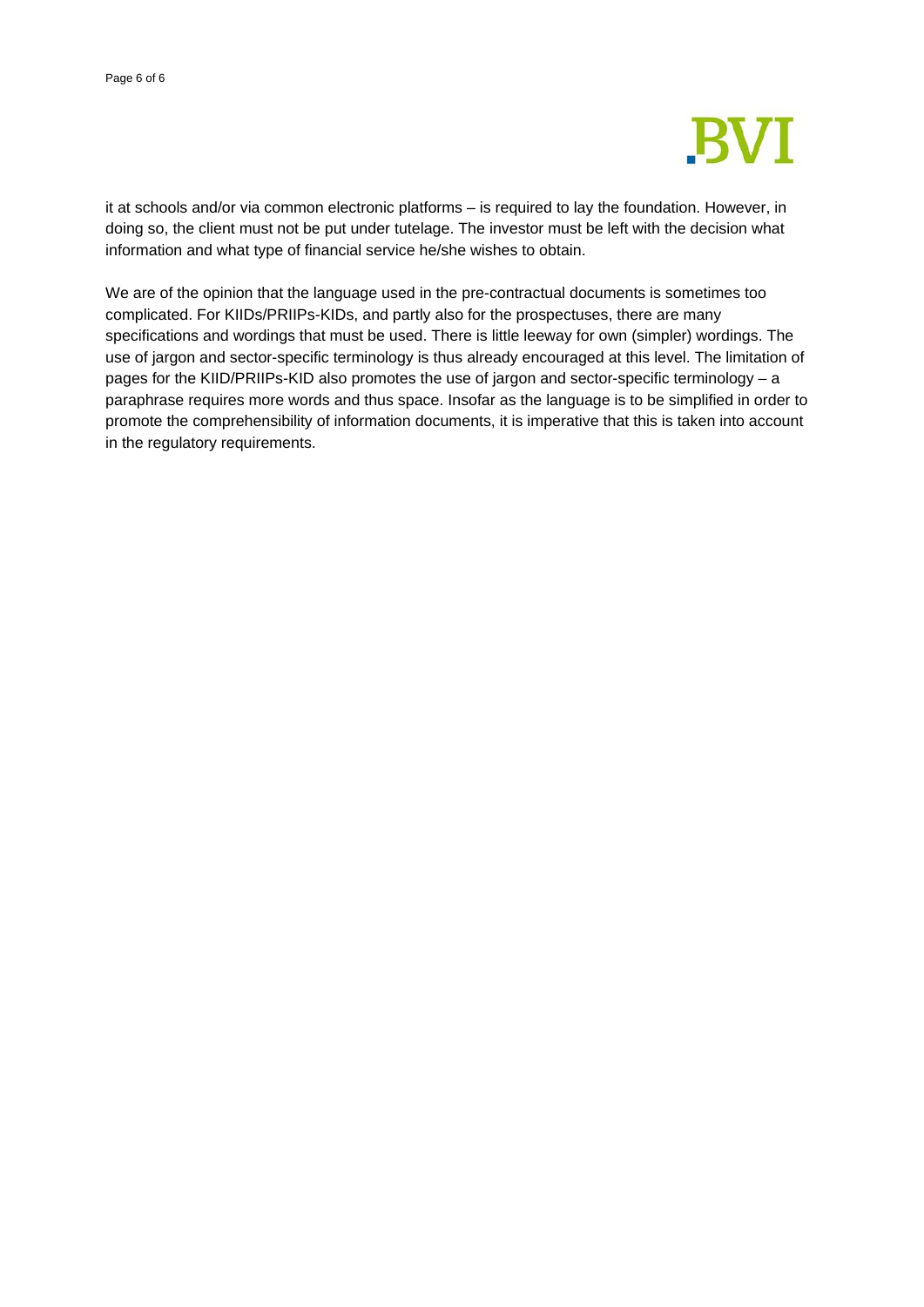it at schools and/or via common electronic platforms – is required to lay the foundation. However, in doing so, the client must not be put under tutelage. The investor must be left with the decision what information and what type of financial service he/she wishes to obtain.

We are of the opinion that the language used in the pre-contractual documents is sometimes too complicated. For KIIDs/PRIIPs-KIDs, and partly also for the prospectuses, there are many specifications and wordings that must be used. There is little leeway for own (simpler) wordings. The use of jargon and sector-specific terminology is thus already encouraged at this level. The limitation of pages for the KIID/PRIIPs-KID also promotes the use of jargon and sector-specific terminology – a paraphrase requires more words and thus space. Insofar as the language is to be simplified in order to promote the comprehensibility of information documents, it is imperative that this is taken into account in the regulatory requirements.